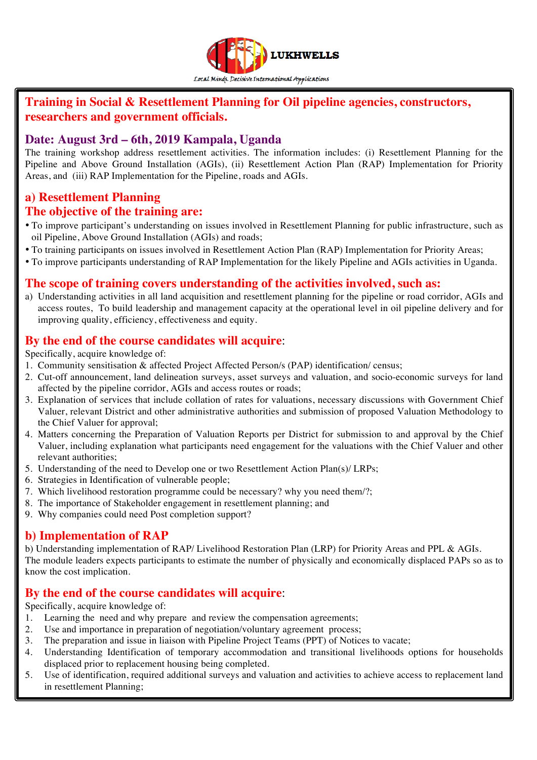LUKHWELLS

Local Minds. Decisive International Applications

# Training in Social & Resettlement Planning for Oil pipeline agencies, constructors, researchers and government officials.

## Date: August 3rd – 6th, 2019 Kampala, Uganda

The training workshop address resettlement activities. The information includes: (i) Resettlement Planning for the Pipeline and Above Ground Installation (AGIs), (ii) Resettlement Action Plan (RAP) Implementation for Priority Areas, and (iii) RAP Implementation for the Pipeline, roads and AGIs.

## a) Resettlement Planning

## The objective of the training are:

- To improve participant's understanding on issues involved in Resettlement Planning for public infrastructure, such as oil Pipeline, Above Ground Installation (AGIs) and roads;
- To training participants on issues involved in Resettlement Action Plan (RAP) Implementation for Priority Areas;
- To improve participants understanding of RAP Implementation for the likely Pipeline and AGIs activities in Uganda.

## The scope of training covers understanding of the activities involved, such as:

a) Understanding activities in all land acquisition and resettlement planning for the pipeline or road corridor, AGIs and access routes, To build leadership and management capacity at the operational level in oil pipeline delivery and for improving quality, efficiency, effectiveness and equity.

## By the end of the course candidates will acquire:

Specifically, acquire knowledge of:

1. Community sensitisation & affected Project Affected Person/s (PAP) identification/ census;
2. Cut-off announcement, land delineation surveys, asset surveys and valuation, and socio-economic surveys for land affected by the pipeline corridor, AGIs and access routes or roads;
3. Explanation of services that include collation of rates for valuations, necessary discussions with Government Chief Valuer, relevant District and other administrative authorities and submission of proposed Valuation Methodology to the Chief Valuer for approval;
4. Matters concerning the Preparation of Valuation Reports per District for submission to and approval by the Chief Valuer, including explanation what participants need engagement for the valuations with the Chief Valuer and other relevant authorities;
5. Understanding of the need to Develop one or two Resettlement Action Plan(s)/ LRPs;
6. Strategies in Identification of vulnerable people;
7. Which livelihood restoration programme could be necessary? why you need them/?;
8. The importance of Stakeholder engagement in resettlement planning; and
9. Why companies could need Post completion support?

## b) Implementation of RAP

b) Understanding implementation of RAP/ Livelihood Restoration Plan (LRP) for Priority Areas and PPL & AGIs. The module leaders expects participants to estimate the number of physically and economically displaced PAPs so as to know the cost implication.

## By the end of the course candidates will acquire:

Specifically, acquire knowledge of:

1. Learning the need and why prepare and review the compensation agreements;
2. Use and importance in preparation of negotiation/voluntary agreement process;
3. The preparation and issue in liaison with Pipeline Project Teams (PPT) of Notices to vacate;
4. Understanding Identification of temporary accommodation and transitional livelihoods options for households displaced prior to replacement housing being completed.
5. Use of identification, required additional surveys and valuation and activities to achieve access to replacement land in resettlement Planning;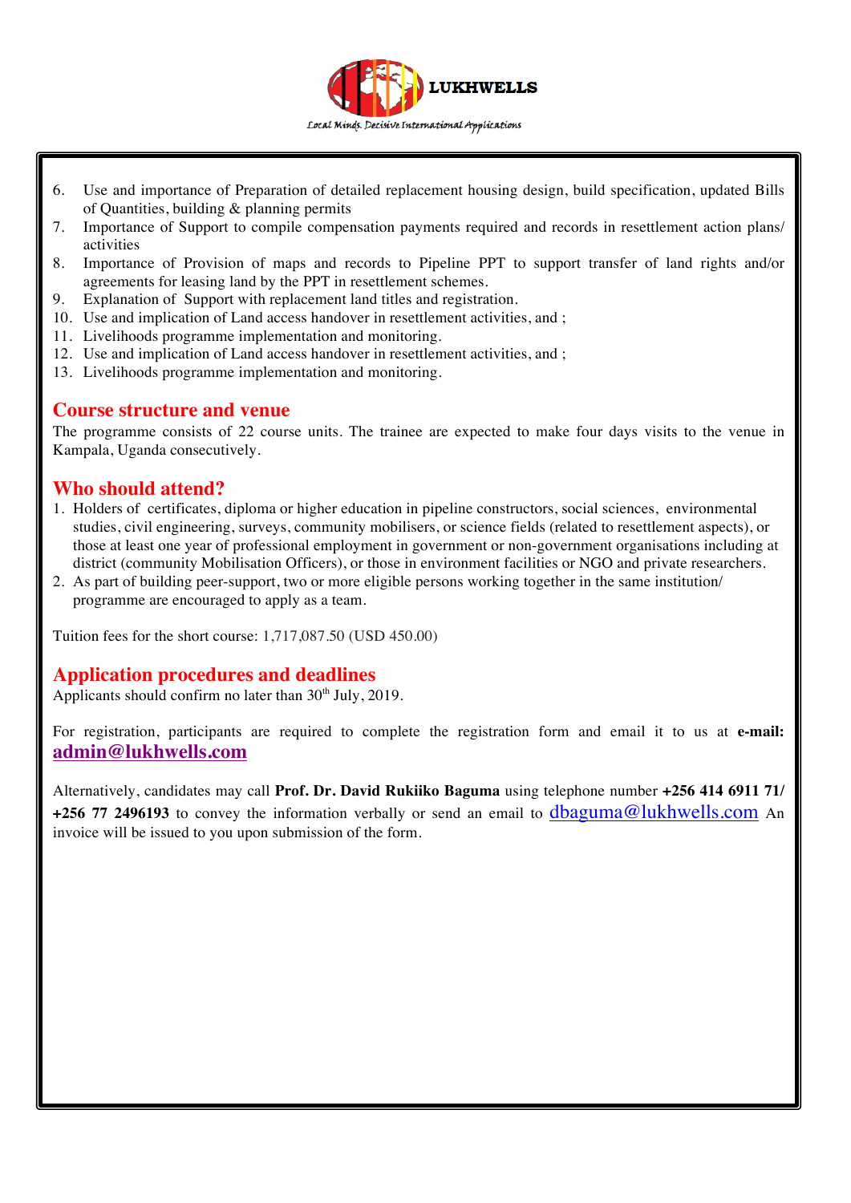6. Use and importance of Preparation of detailed replacement housing design, build specification, updated Bills of Quantities, building & planning permits
7. Importance of Support to compile compensation payments required and records in resettlement action plans/ activities
8. Importance of Provision of maps and records to Pipeline PPT to support transfer of land rights and/or agreements for leasing land by the PPT in resettlement schemes.
9. Explanation of Support with replacement land titles and registration.
10. Use and implication of Land access handover in resettlement activities, and ;
11. Livelihoods programme implementation and monitoring.
12. Use and implication of Land access handover in resettlement activities, and ;
13. Livelihoods programme implementation and monitoring.

## Course structure and venue

The programme consists of 22 course units. The trainee are expected to make four days visits to the venue in Kampala, Uganda consecutively.

## Who should attend?

1. Holders of certificates, diploma or higher education in pipeline constructors, social sciences, environmental studies, civil engineering, surveys, community mobilisers, or science fields (related to resettlement aspects), or those at least one year of professional employment in government or non-government organisations including at district (community Mobilisation Officers), or those in environment facilities or NGO and private researchers.
2. As part of building peer-support, two or more eligible persons working together in the same institution/ programme are encouraged to apply as a team.

Tuition fees for the short course: 1,717,087.50 (USD 450.00)

## Application procedures and deadlines

Applicants should confirm no later than 30th July, 2019.

For registration, participants are required to complete the registration form and email it to us at **e-mail:** **admin@lukhwells.com**

Alternatively, candidates may call **Prof. Dr. David Rukiiko Baguma** using telephone number **+256 414 6911 71/ +256 77 2496193** to convey the information verbally or send an email to dbaguma@lukhwells.com An invoice will be issued to you upon submission of the form.